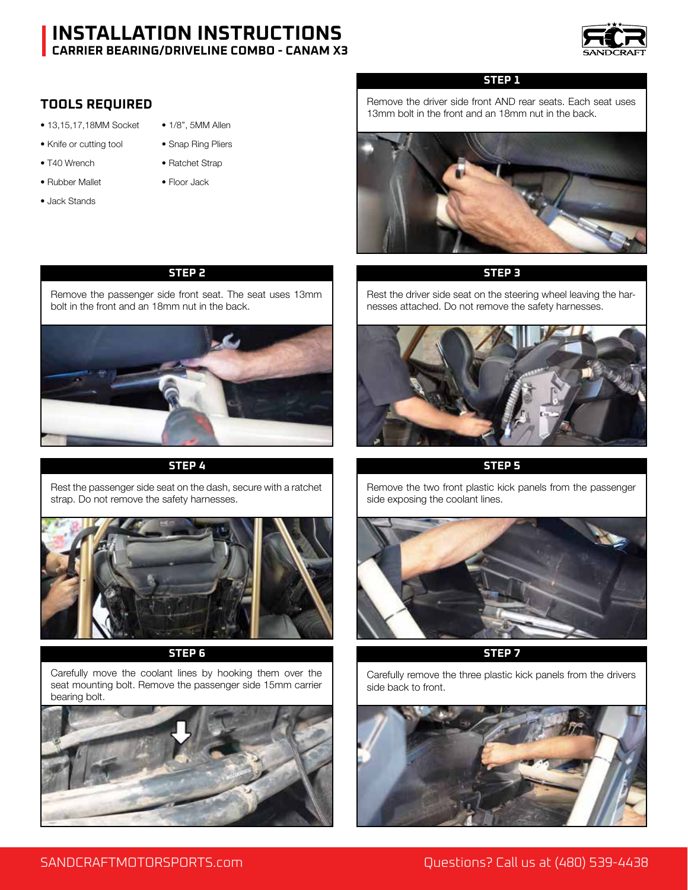# INSTALLATION INSTRUCTIONS

## CARRIER BEARING/DRIVELINE COMBO - CANAM X3

### TOOLS REQUIRED

- 13,15,17,18MM Socket
- Knife or cutting tool
- T40 Wrench
- Rubber Mallet
- Jack Stands
- 1/8", 5MM Allen
- Snap Ring Pliers
- Ratchet Strap
- Floor Jack

### STEP 1

Remove the driver side front AND rear seats. Each seat uses 13mm bolt in the front and an 18mm nut in the back.

### STEP 2

Remove the passenger side front seat. The seat uses 13mm bolt in the front and an 18mm nut in the back.

### STEP 3

Rest the driver side seat on the steering wheel leaving the harnesses attached. Do not remove the safety harnesses.

### STEP 4

Rest the passenger side seat on the dash, secure with a ratchet strap. Do not remove the safety harnesses.

### STEP 5

Remove the two front plastic kick panels from the passenger side exposing the coolant lines.

### STEP 6

Carefully move the coolant lines by hooking them over the seat mounting bolt. Remove the passenger side 15mm carrier bearing bolt.

### STEP 7

Carefully remove the three plastic kick panels from the drivers side back to front.

SANDCRAFTMOTORSPORTS.com

Questions? Call us at (480) 539-4438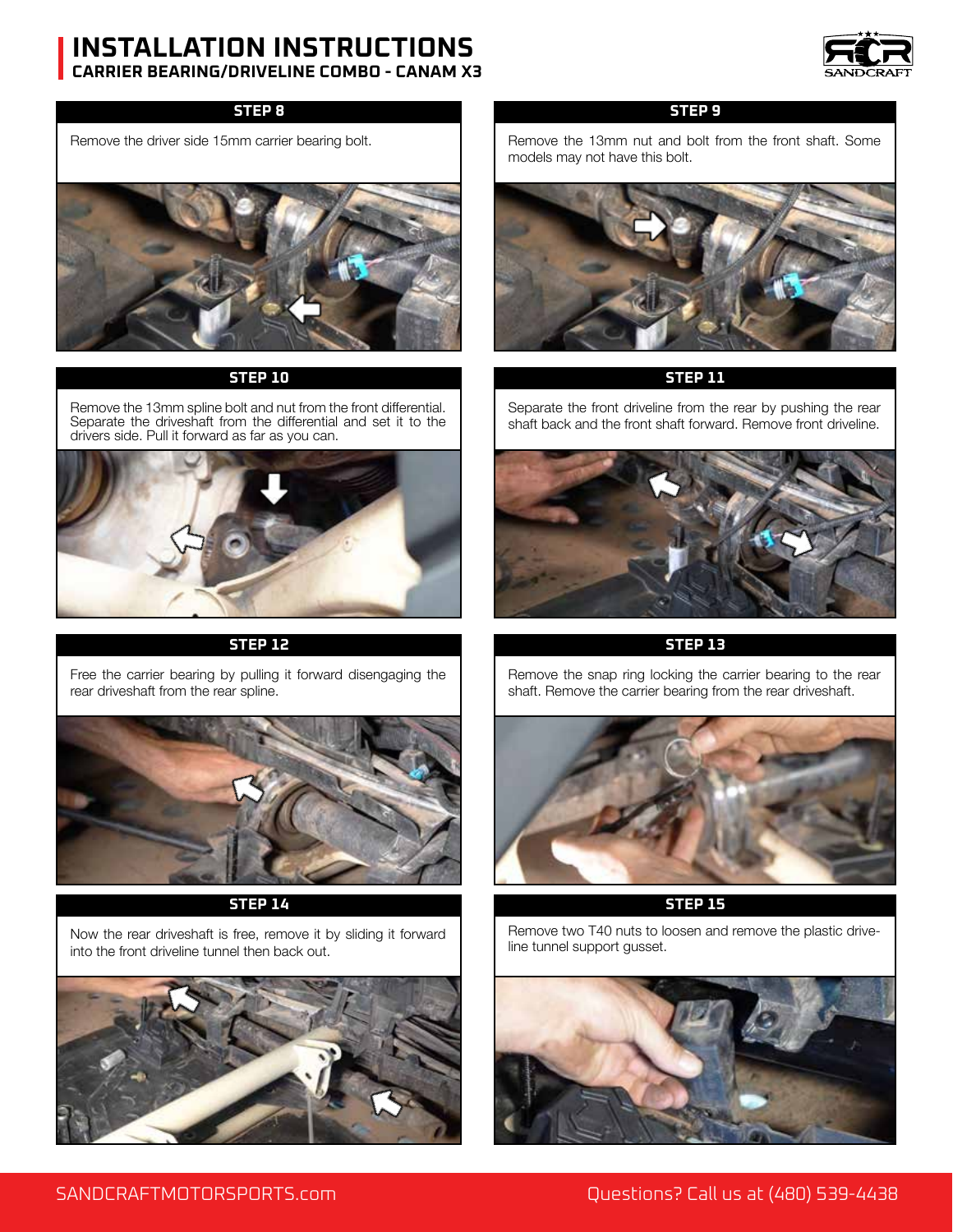# INSTALLATION INSTRUCTIONS
## CARRIER BEARING/DRIVELINE COMBO - CANAM X3

### STEP 8

Remove the driver side 15mm carrier bearing bolt.

### STEP 9

Remove the 13mm nut and bolt from the front shaft. Some models may not have this bolt.

### STEP 10

Remove the 13mm spline bolt and nut from the front differential. Separate the driveshaft from the differential and set it to the drivers side. Pull it forward as far as you can.

### STEP 11

Separate the front driveline from the rear by pushing the rear shaft back and the front shaft forward. Remove front driveline.

### STEP 12

Free the carrier bearing by pulling it forward disengaging the rear driveshaft from the rear spline.

### STEP 13

Remove the snap ring locking the carrier bearing to the rear shaft. Remove the carrier bearing from the rear driveshaft.

### STEP 14

Now the rear driveshaft is free, remove it by sliding it forward into the front driveline tunnel then back out.

### STEP 15

Remove two T40 nuts to loosen and remove the plastic driveline tunnel support gusset.

SANDCRAFTMOTORSPORTS.com

Questions? Call us at (480) 539-4438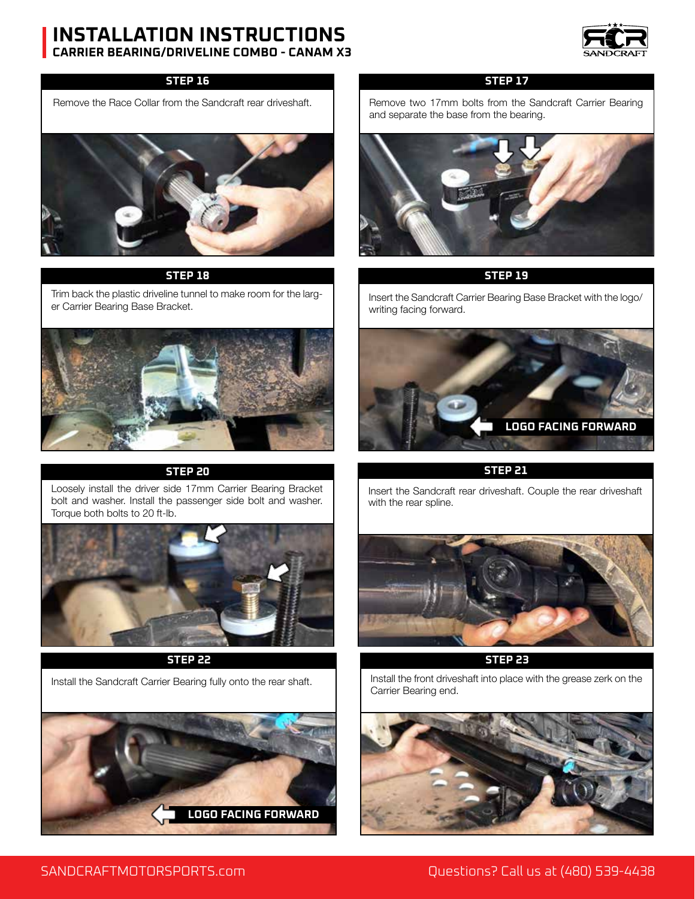# INSTALLATION INSTRUCTIONS

## CARRIER BEARING/DRIVELINE COMBO - CANAM X3

### STEP 16

Remove the Race Collar from the Sandcraft rear driveshaft.

### STEP 17

Remove two 17mm bolts from the Sandcraft Carrier Bearing and separate the base from the bearing.

### STEP 18

Trim back the plastic driveline tunnel to make room for the larger Carrier Bearing Base Bracket.

### STEP 19

Insert the Sandcraft Carrier Bearing Base Bracket with the logo/writing facing forward.

LOGO FACING FORWARD

### STEP 20

Loosely install the driver side 17mm Carrier Bearing Bracket bolt and washer. Install the passenger side bolt and washer. Torque both bolts to 20 ft-lb.

### STEP 21

Insert the Sandcraft rear driveshaft. Couple the rear driveshaft with the rear spline.

### STEP 22

Install the Sandcraft Carrier Bearing fully onto the rear shaft.

LOGO FACING FORWARD

### STEP 23

Install the front driveshaft into place with the grease zerk on the Carrier Bearing end.

SANDCRAFTMOTORSPORTS.com

Questions? Call us at (480) 539-4438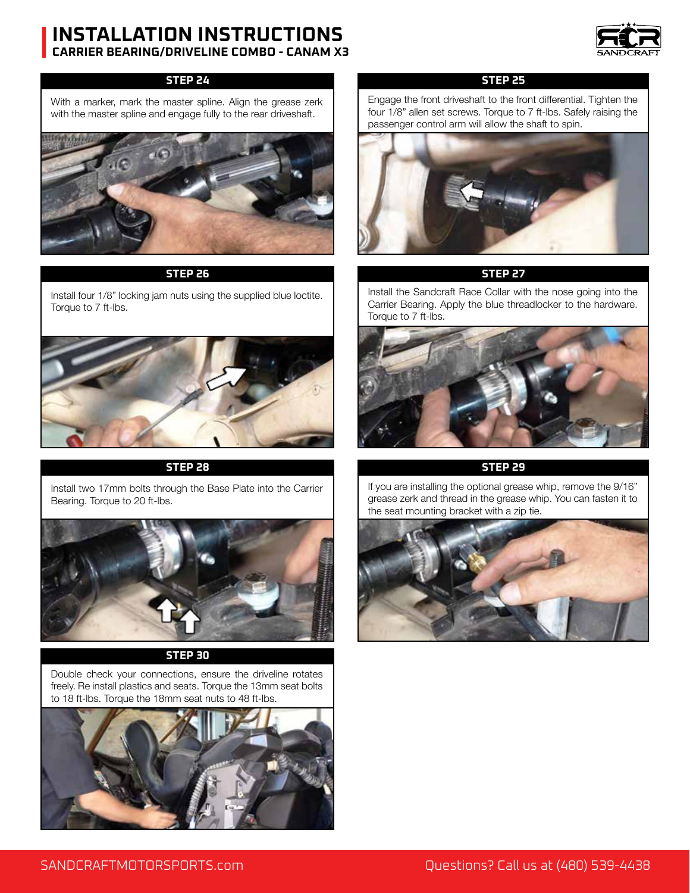# INSTALLATION INSTRUCTIONS

## CARRIER BEARING/DRIVELINE COMBO - CANAM X3

### STEP 24

With a marker, mark the master spline. Align the grease zerk with the master spline and engage fully to the rear driveshaft.

### STEP 25

Engage the front driveshaft to the front differential. Tighten the four 1/8" allen set screws. Torque to 7 ft-lbs. Safely raising the passenger control arm will allow the shaft to spin.

### STEP 26

Install four 1/8" locking jam nuts using the supplied blue loctite. Torque to 7 ft-lbs.

### STEP 27

Install the Sandcraft Race Collar with the nose going into the Carrier Bearing. Apply the blue threadlocker to the hardware. Torque to 7 ft-lbs.

### STEP 28

Install two 17mm bolts through the Base Plate into the Carrier Bearing. Torque to 20 ft-lbs.

### STEP 29

If you are installing the optional grease whip, remove the 9/16" grease zerk and thread in the grease whip. You can fasten it to the seat mounting bracket with a zip tie.

### STEP 30

Double check your connections, ensure the driveline rotates freely. Re install plastics and seats. Torque the 13mm seat bolts to 18 ft-lbs. Torque the 18mm seat nuts to 48 ft-lbs.

SANDCRAFTMOTORSPORTS.com

Questions? Call us at (480) 539-4438